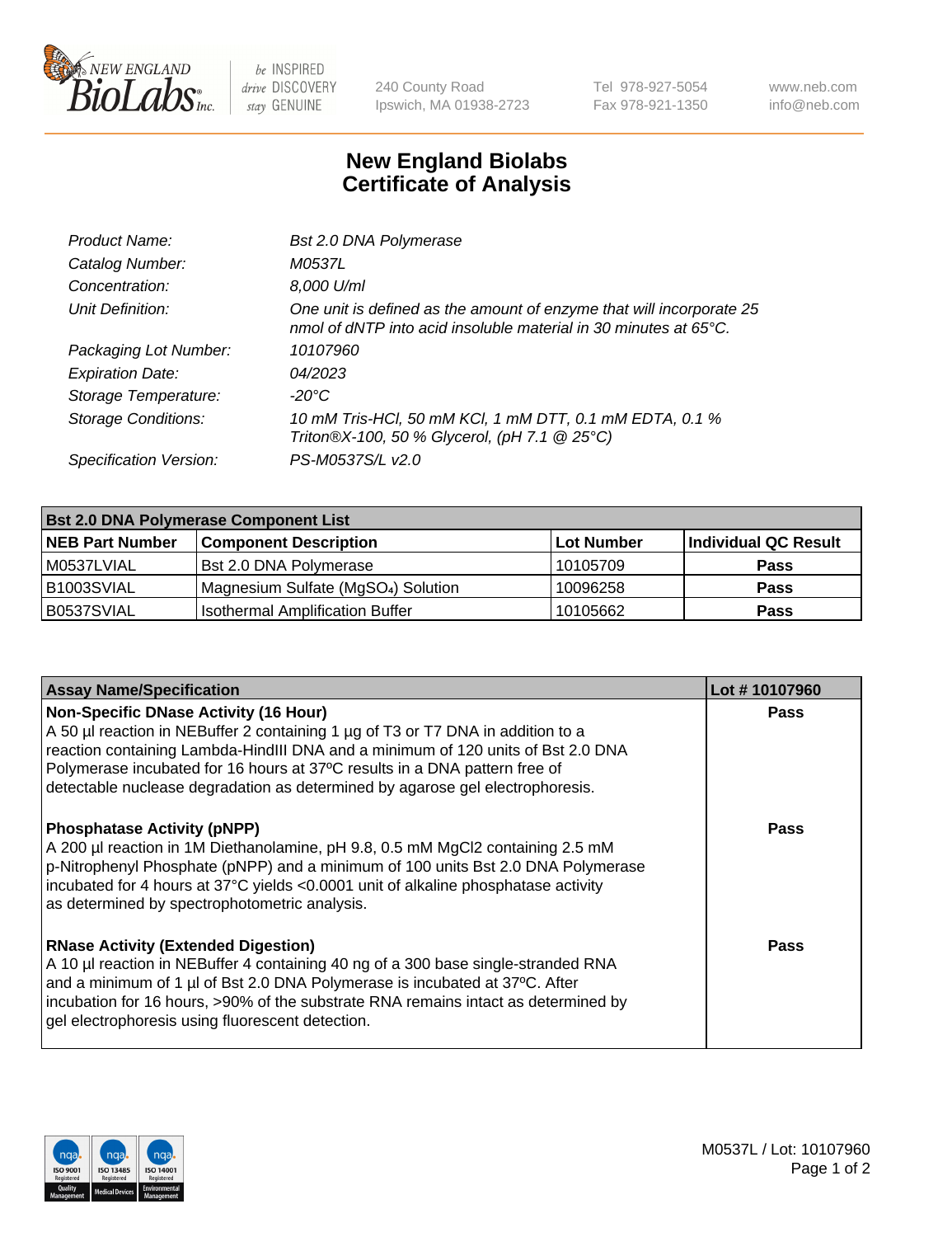# New England Biolabs
# Certificate of Analysis

| | |
|---|---|
| *Product Name:* | *Bst 2.0 DNA Polymerase* |
| *Catalog Number:* | *M0537L* |
| *Concentration:* | *8,000 U/ml* |
| *Unit Definition:* | *One unit is defined as the amount of enzyme that will incorporate 25 nmol of dNTP into acid insoluble material in 30 minutes at 65°C.* |
| *Packaging Lot Number:* | *10107960* |
| *Expiration Date:* | *04/2023* |
| *Storage Temperature:* | *-20°C* |
| *Storage Conditions:* | *10 mM Tris-HCl, 50 mM KCl, 1 mM DTT, 0.1 mM EDTA, 0.1 % Triton®X-100, 50 % Glycerol, (pH 7.1 @ 25°C)* |
| *Specification Version:* | *PS-M0537S/L v2.0* |

| **Bst 2.0 DNA Polymerase Component List** | | | |
|---|---|---|---|
| **NEB Part Number** | **Component Description** | **Lot Number** | **Individual QC Result** |
| M0537LVIAL | Bst 2.0 DNA Polymerase | 10105709 | **Pass** |
| B1003SVIAL | Magnesium Sulfate ($MgSO_4$) Solution | 10096258 | **Pass** |
| B0537SVIAL | Isothermal Amplification Buffer | 10105662 | **Pass** |

| **Assay Name/Specification** | **Lot # 10107960** |
|---|---|
| **Non-Specific DNase Activity (16 Hour)** A 50 µl reaction in NEBuffer 2 containing 1 µg of T3 or T7 DNA in addition to a reaction containing Lambda-HindIII DNA and a minimum of 120 units of Bst 2.0 DNA Polymerase incubated for 16 hours at 37ºC results in a DNA pattern free of detectable nuclease degradation as determined by agarose gel electrophoresis. | **Pass** |
| **Phosphatase Activity (pNPP)** A 200 µl reaction in 1M Diethanolamine, pH 9.8, 0.5 mM MgCl2 containing 2.5 mM p-Nitrophenyl Phosphate (pNPP) and a minimum of 100 units Bst 2.0 DNA Polymerase incubated for 4 hours at 37°C yields <0.0001 unit of alkaline phosphatase activity as determined by spectrophotometric analysis. | **Pass** |
| **RNase Activity (Extended Digestion)** A 10 µl reaction in NEBuffer 4 containing 40 ng of a 300 base single-stranded RNA and a minimum of 1 µl of Bst 2.0 DNA Polymerase is incubated at 37ºC. After incubation for 16 hours, >90% of the substrate RNA remains intact as determined by gel electrophoresis using fluorescent detection. | **Pass** |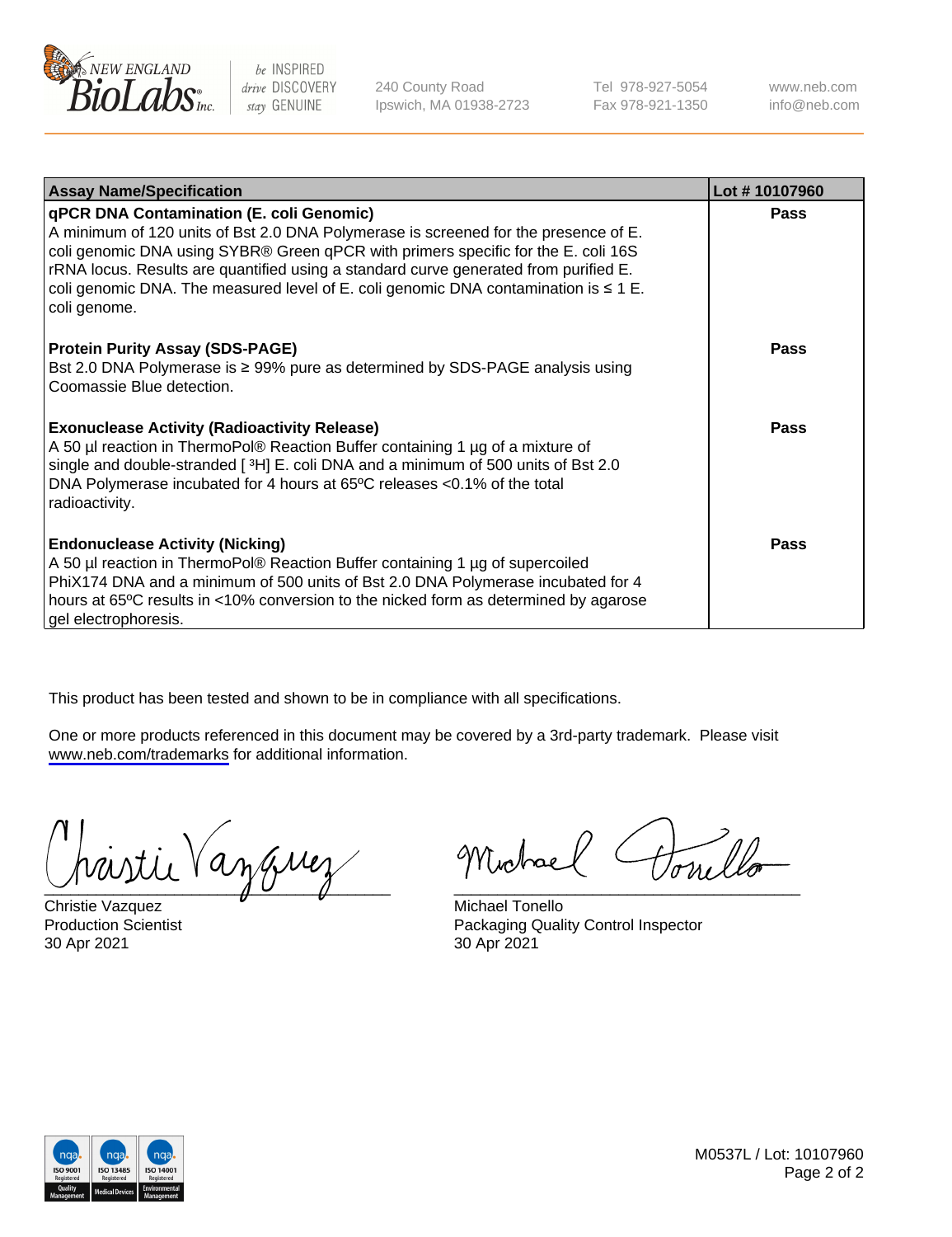| Assay Name/Specification | Lot # 10107960 |
|---|---|
| **qPCR DNA Contamination (E. coli Genomic)**<br>A minimum of 120 units of Bst 2.0 DNA Polymerase is screened for the presence of E. coli genomic DNA using SYBR® Green qPCR with primers specific for the E. coli 16S rRNA locus. Results are quantified using a standard curve generated from purified E. coli genomic DNA. The measured level of E. coli genomic DNA contamination is ≤ 1 E. coli genome. | **Pass** |
| **Protein Purity Assay (SDS-PAGE)**<br>Bst 2.0 DNA Polymerase is ≥ 99% pure as determined by SDS-PAGE analysis using Coomassie Blue detection. | **Pass** |
| **Exonuclease Activity (Radioactivity Release)**<br>A 50 µl reaction in ThermoPol® Reaction Buffer containing 1 µg of a mixture of single and double-stranded [ $^3$H] E. coli DNA and a minimum of 500 units of Bst 2.0 DNA Polymerase incubated for 4 hours at 65ºC releases <0.1% of the total radioactivity. | **Pass** |
| **Endonuclease Activity (Nicking)**<br>A 50 µl reaction in ThermoPol® Reaction Buffer containing 1 µg of supercoiled PhiX174 DNA and a minimum of 500 units of Bst 2.0 DNA Polymerase incubated for 4 hours at 65ºC results in <10% conversion to the nicked form as determined by agarose gel electrophoresis. | **Pass** |

This product has been tested and shown to be in compliance with all specifications.

One or more products referenced in this document may be covered by a 3rd-party trademark. Please visit www.neb.com/trademarks for additional information.

Christie Vazquez
Production Scientist
30 Apr 2021

Michael Tonello
Packaging Quality Control Inspector
30 Apr 2021

M0537L / Lot: 10107960